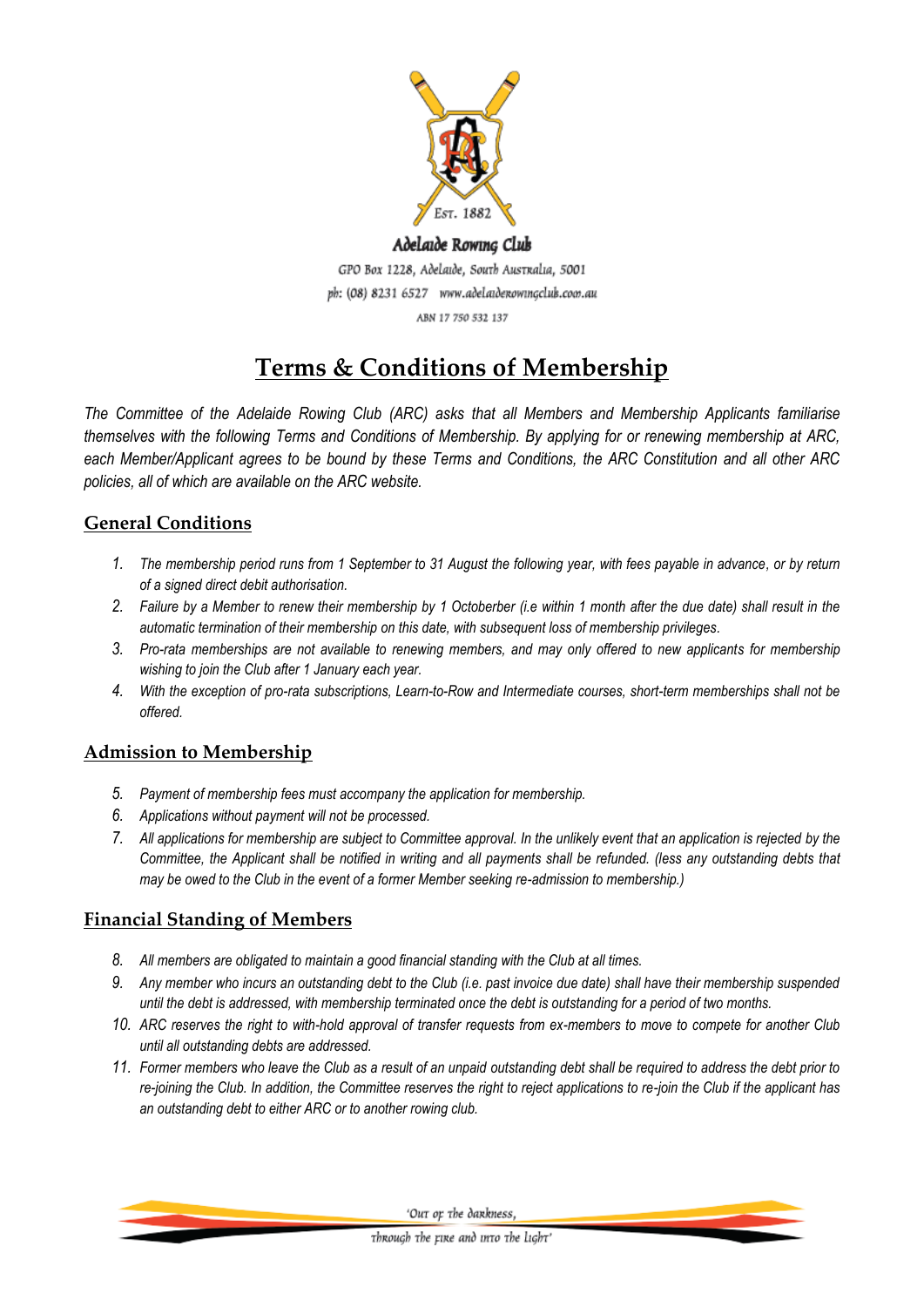Adelaide Rowing Club

GPO Box 1228, Adelaide, South Australia, 5001

ph: (08) 8231 6527 www.adelaiderowingclub.com.au

ABN 17 750 532 137

# Terms & Conditions of Membership

*The Committee of the Adelaide Rowing Club (ARC) asks that all Members and Membership Applicants familiarise themselves with the following Terms and Conditions of Membership. By applying for or renewing membership at ARC, each Member/Applicant agrees to be bound by these Terms and Conditions, the ARC Constitution and all other ARC policies, all of which are available on the ARC website.*

## General Conditions

1. *The membership period runs from 1 September to 31 August the following year, with fees payable in advance, or by return of a signed direct debit authorisation.*
2. *Failure by a Member to renew their membership by 1 Octoberber (i.e within 1 month after the due date) shall result in the automatic termination of their membership on this date, with subsequent loss of membership privileges.*
3. *Pro-rata memberships are not available to renewing members, and may only offered to new applicants for membership wishing to join the Club after 1 January each year.*
4. *With the exception of pro-rata subscriptions, Learn-to-Row and Intermediate courses, short-term memberships shall not be offered.*

## Admission to Membership

5. *Payment of membership fees must accompany the application for membership.*
6. *Applications without payment will not be processed.*
7. *All applications for membership are subject to Committee approval. In the unlikely event that an application is rejected by the Committee, the Applicant shall be notified in writing and all payments shall be refunded. (less any outstanding debts that may be owed to the Club in the event of a former Member seeking re-admission to membership.)*

## Financial Standing of Members

8. *All members are obligated to maintain a good financial standing with the Club at all times.*
9. *Any member who incurs an outstanding debt to the Club (i.e. past invoice due date) shall have their membership suspended until the debt is addressed, with membership terminated once the debt is outstanding for a period of two months.*
10. *ARC reserves the right to with-hold approval of transfer requests from ex-members to move to compete for another Club until all outstanding debts are addressed.*
11. *Former members who leave the Club as a result of an unpaid outstanding debt shall be required to address the debt prior to re-joining the Club. In addition, the Committee reserves the right to reject applications to re-join the Club if the applicant has an outstanding debt to either ARC or to another rowing club.*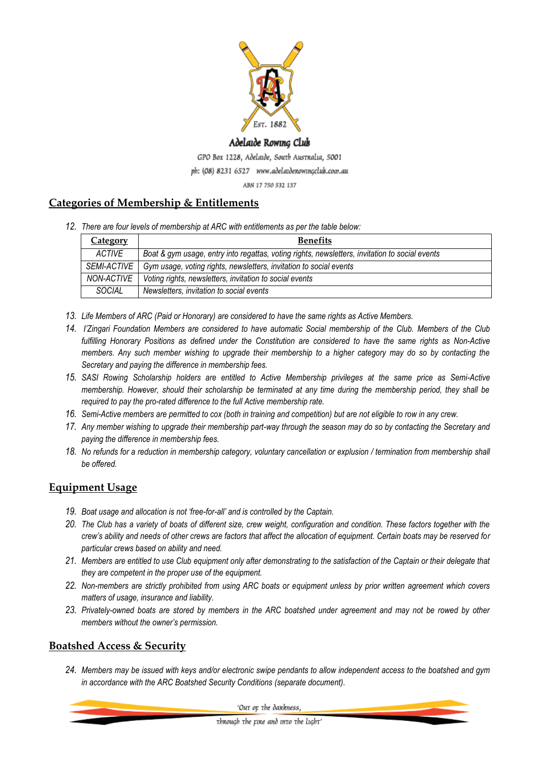Adelaide Rowing Club

GPO Box 1228, Adelaide, South Australia, 5001

ph: (08) 8231 6527 www.adelaiderowingclub.com.au

ABN 17 750 532 137

## Categories of Membership & Entitlements

12. *There are four levels of membership at ARC with entitlements as per the table below:*

| Category | Benefits |
|---|---|
| *ACTIVE* | *Boat & gym usage, entry into regattas, voting rights, newsletters, invitation to social events* |
| *SEMI-ACTIVE* | *Gym usage, voting rights, newsletters, invitation to social events* |
| *NON-ACTIVE* | *Voting rights, newsletters, invitation to social events* |
| *SOCIAL* | *Newsletters, invitation to social events* |

13. *Life Members of ARC (Paid or Honorary) are considered to have the same rights as Active Members.*
14. *I'Zingari Foundation Members are considered to have automatic Social membership of the Club. Members of the Club fulfilling Honorary Positions as defined under the Constitution are considered to have the same rights as Non-Active members. Any such member wishing to upgrade their membership to a higher category may do so by contacting the Secretary and paying the difference in membership fees.*
15. *SASI Rowing Scholarship holders are entitled to Active Membership privileges at the same price as Semi-Active membership. However, should their scholarship be terminated at any time during the membership period, they shall be required to pay the pro-rated difference to the full Active membership rate.*
16. *Semi-Active members are permitted to cox (both in training and competition) but are not eligible to row in any crew.*
17. *Any member wishing to upgrade their membership part-way through the season may do so by contacting the Secretary and paying the difference in membership fees.*
18. *No refunds for a reduction in membership category, voluntary cancellation or explusion / termination from membership shall be offered.*

## Equipment Usage

19. *Boat usage and allocation is not 'free-for-all' and is controlled by the Captain.*
20. *The Club has a variety of boats of different size, crew weight, configuration and condition. These factors together with the crew's ability and needs of other crews are factors that affect the allocation of equipment. Certain boats may be reserved for particular crews based on ability and need.*
21. *Members are entitled to use Club equipment only after demonstrating to the satisfaction of the Captain or their delegate that they are competent in the proper use of the equipment.*
22. *Non-members are strictly prohibited from using ARC boats or equipment unless by prior written agreement which covers matters of usage, insurance and liability.*
23. *Privately-owned boats are stored by members in the ARC boatshed under agreement and may not be rowed by other members without the owner's permission.*

## Boatshed Access & Security

24. *Members may be issued with keys and/or electronic swipe pendants to allow independent access to the boatshed and gym in accordance with the ARC Boatshed Security Conditions (separate document).*

'Out of the darkness, through the fire and into the light'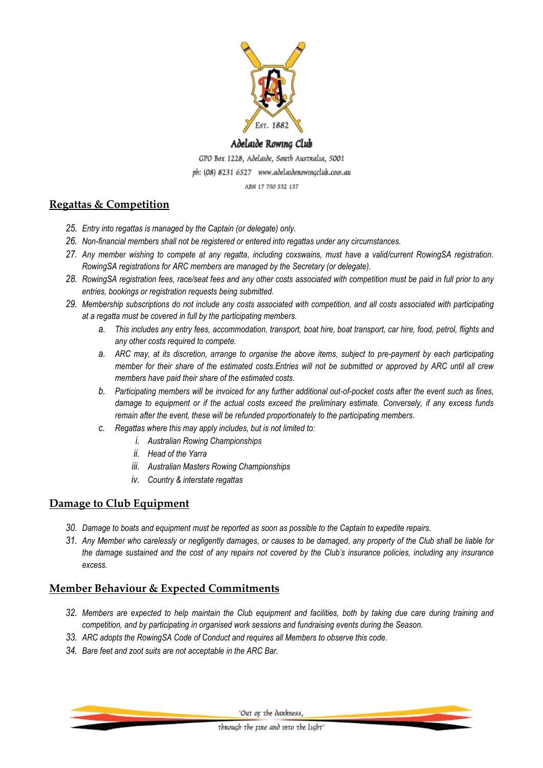Adelaide Rowing Club

GPO Box 1228, Adelaide, South Australia, 5001

ph: (08) 8231 6527 www.adelaiderowingclub.com.au

ABN 17 750 532 137

## Regattas & Competition

25. *Entry into regattas is managed by the Captain (or delegate) only.*
26. *Non-financial members shall not be registered or entered into regattas under any circumstances.*
27. *Any member wishing to compete at any regatta, including coxswains, must have a valid/current RowingSA registration. RowingSA registrations for ARC members are managed by the Secretary (or delegate).*
28. *RowingSA registration fees, race/seat fees and any other costs associated with competition must be paid in full prior to any entries, bookings or registration requests being submitted.*
29. *Membership subscriptions do not include any costs associated with competition, and all costs associated with participating at a regatta must be covered in full by the participating members.*
    a. *This includes any entry fees, accommodation, transport, boat hire, boat transport, car hire, food, petrol, flights and any other costs required to compete.*
    a. *ARC may, at its discretion, arrange to organise the above items, subject to pre-payment by each participating member for their share of the estimated costs.Entries will not be submitted or approved by ARC until all crew members have paid their share of the estimated costs.*
    b. *Participating members will be invoiced for any further additional out-of-pocket costs after the event such as fines, damage to equipment or if the actual costs exceed the preliminary estimate. Conversely, if any excess funds remain after the event, these will be refunded proportionately to the participating members.*
    c. *Regattas where this may apply includes, but is not limited to:*
        i. *Australian Rowing Championships*
        ii. *Head of the Yarra*
        iii. *Australian Masters Rowing Championships*
        iv. *Country & interstate regattas*

## Damage to Club Equipment

30. *Damage to boats and equipment must be reported as soon as possible to the Captain to expedite repairs.*
31. *Any Member who carelessly or negligently damages, or causes to be damaged, any property of the Club shall be liable for the damage sustained and the cost of any repairs not covered by the Club's insurance policies, including any insurance excess.*

## Member Behaviour & Expected Commitments

32. *Members are expected to help maintain the Club equipment and facilities, both by taking due care during training and competition, and by participating in organised work sessions and fundraising events during the Season.*
33. *ARC adopts the RowingSA Code of Conduct and requires all Members to observe this code.*
34. *Bare feet and zoot suits are not acceptable in the ARC Bar.*

'Out of the darkness, through the fire and into the light'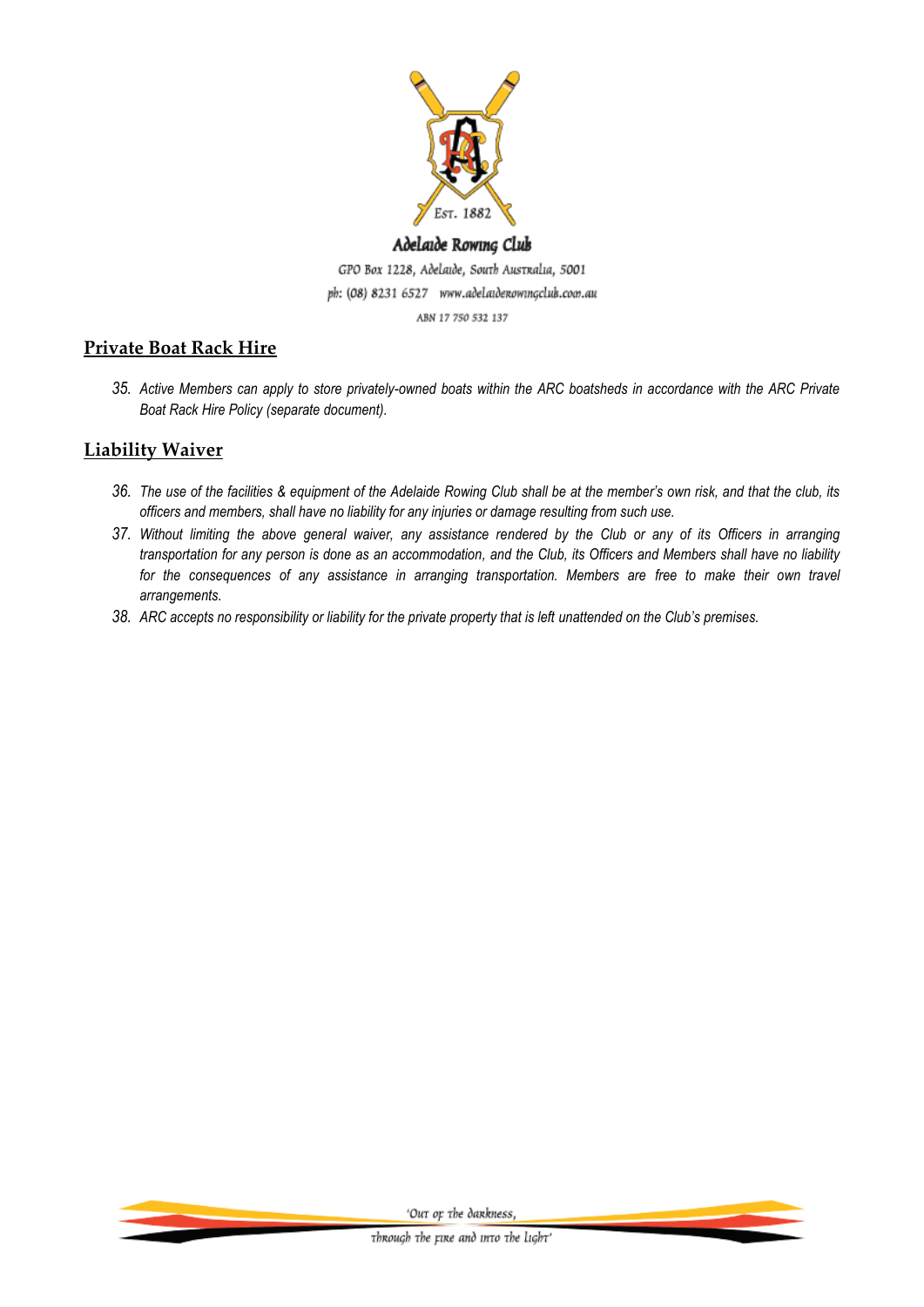Adelaide Rowing Club

GPO Box 1228, Adelaide, South Australia, 5001

ph: (08) 8231 6527 www.adelaiderowingclub.com.au

ABN 17 750 532 137

## Private Boat Rack Hire

35. *Active Members can apply to store privately-owned boats within the ARC boatsheds in accordance with the ARC Private Boat Rack Hire Policy (separate document).*

## Liability Waiver

36. *The use of the facilities & equipment of the Adelaide Rowing Club shall be at the member's own risk, and that the club, its officers and members, shall have no liability for any injuries or damage resulting from such use.*
37. *Without limiting the above general waiver, any assistance rendered by the Club or any of its Officers in arranging transportation for any person is done as an accommodation, and the Club, its Officers and Members shall have no liability for the consequences of any assistance in arranging transportation. Members are free to make their own travel arrangements.*
38. *ARC accepts no responsibility or liability for the private property that is left unattended on the Club's premises.*